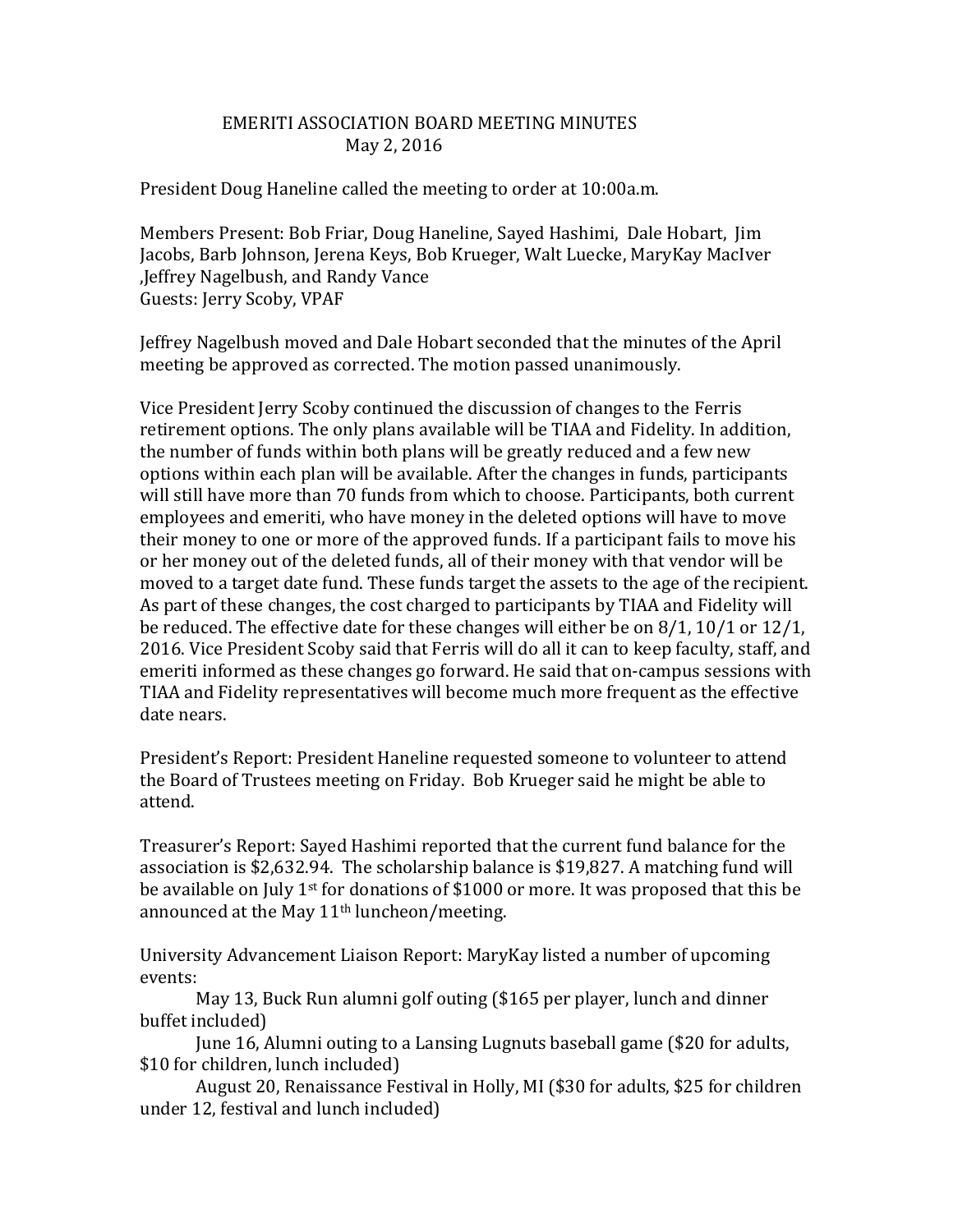# EMERITI ASSOCIATION BOARD MEETING MINUTES
## May 2, 2016

President Doug Haneline called the meeting to order at 10:00a.m.

Members Present: Bob Friar, Doug Haneline, Sayed Hashimi, Dale Hobart, Jim Jacobs, Barb Johnson, Jerena Keys, Bob Krueger, Walt Luecke, MaryKay MacIver ,Jeffrey Nagelbush, and Randy Vance
Guests: Jerry Scoby, VPAF

Jeffrey Nagelbush moved and Dale Hobart seconded that the minutes of the April meeting be approved as corrected. The motion passed unanimously.

Vice President Jerry Scoby continued the discussion of changes to the Ferris retirement options. The only plans available will be TIAA and Fidelity. In addition, the number of funds within both plans will be greatly reduced and a few new options within each plan will be available. After the changes in funds, participants will still have more than 70 funds from which to choose. Participants, both current employees and emeriti, who have money in the deleted options will have to move their money to one or more of the approved funds. If a participant fails to move his or her money out of the deleted funds, all of their money with that vendor will be moved to a target date fund. These funds target the assets to the age of the recipient. As part of these changes, the cost charged to participants by TIAA and Fidelity will be reduced. The effective date for these changes will either be on 8/1, 10/1 or 12/1, 2016. Vice President Scoby said that Ferris will do all it can to keep faculty, staff, and emeriti informed as these changes go forward. He said that on-campus sessions with TIAA and Fidelity representatives will become much more frequent as the effective date nears.

President's Report: President Haneline requested someone to volunteer to attend the Board of Trustees meeting on Friday. Bob Krueger said he might be able to attend.

Treasurer's Report: Sayed Hashimi reported that the current fund balance for the association is $2,632.94. The scholarship balance is $19,827. A matching fund will be available on July 1st for donations of $1000 or more. It was proposed that this be announced at the May 11th luncheon/meeting.

University Advancement Liaison Report: MaryKay listed a number of upcoming events:

May 13, Buck Run alumni golf outing ($165 per player, lunch and dinner buffet included)

June 16, Alumni outing to a Lansing Lugnuts baseball game ($20 for adults, $10 for children, lunch included)

August 20, Renaissance Festival in Holly, MI ($30 for adults, $25 for children under 12, festival and lunch included)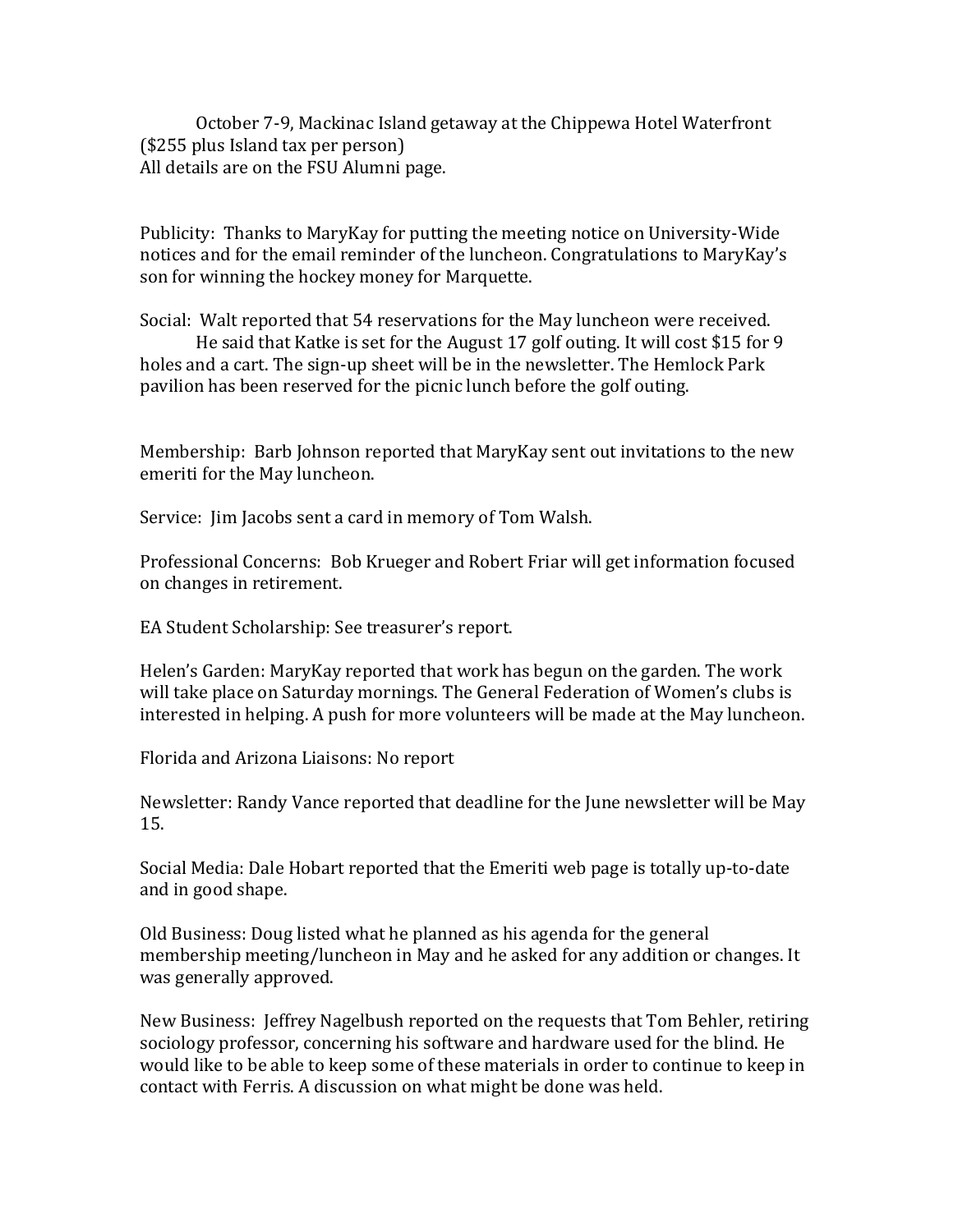October 7-9, Mackinac Island getaway at the Chippewa Hotel Waterfront ($255 plus Island tax per person)
All details are on the FSU Alumni page.

Publicity: Thanks to MaryKay for putting the meeting notice on University-Wide notices and for the email reminder of the luncheon. Congratulations to MaryKay's son for winning the hockey money for Marquette.

Social: Walt reported that 54 reservations for the May luncheon were received.
He said that Katke is set for the August 17 golf outing. It will cost $15 for 9 holes and a cart. The sign-up sheet will be in the newsletter. The Hemlock Park pavilion has been reserved for the picnic lunch before the golf outing.

Membership: Barb Johnson reported that MaryKay sent out invitations to the new emeriti for the May luncheon.

Service: Jim Jacobs sent a card in memory of Tom Walsh.

Professional Concerns: Bob Krueger and Robert Friar will get information focused on changes in retirement.

EA Student Scholarship: See treasurer's report.

Helen's Garden: MaryKay reported that work has begun on the garden. The work will take place on Saturday mornings. The General Federation of Women's clubs is interested in helping. A push for more volunteers will be made at the May luncheon.

Florida and Arizona Liaisons: No report

Newsletter: Randy Vance reported that deadline for the June newsletter will be May 15.

Social Media: Dale Hobart reported that the Emeriti web page is totally up-to-date and in good shape.

Old Business: Doug listed what he planned as his agenda for the general membership meeting/luncheon in May and he asked for any addition or changes. It was generally approved.

New Business: Jeffrey Nagelbush reported on the requests that Tom Behler, retiring sociology professor, concerning his software and hardware used for the blind. He would like to be able to keep some of these materials in order to continue to keep in contact with Ferris. A discussion on what might be done was held.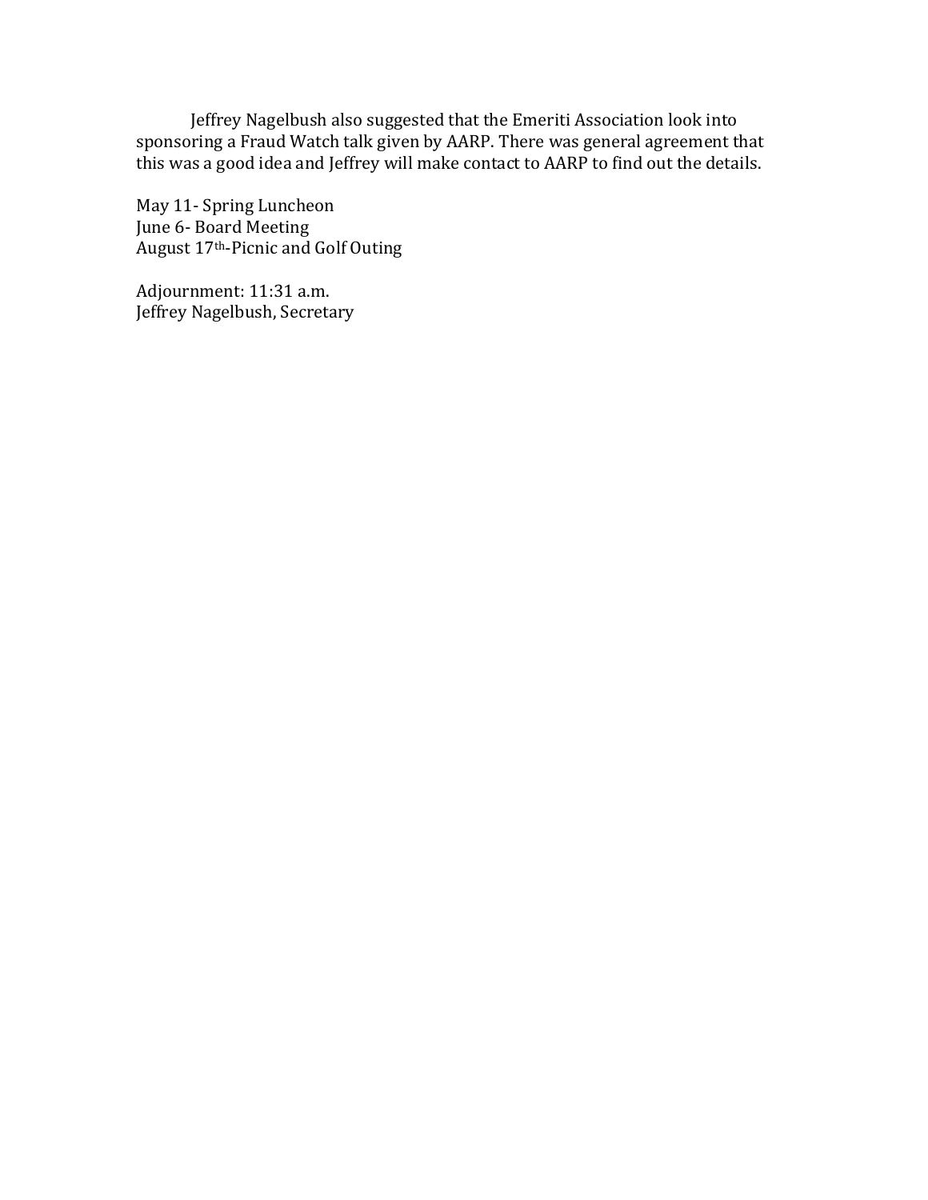Jeffrey Nagelbush also suggested that the Emeriti Association look into sponsoring a Fraud Watch talk given by AARP. There was general agreement that this was a good idea and Jeffrey will make contact to AARP to find out the details.

May 11- Spring Luncheon
June 6- Board Meeting
August 17th-Picnic and Golf Outing

Adjournment: 11:31 a.m.
Jeffrey Nagelbush, Secretary